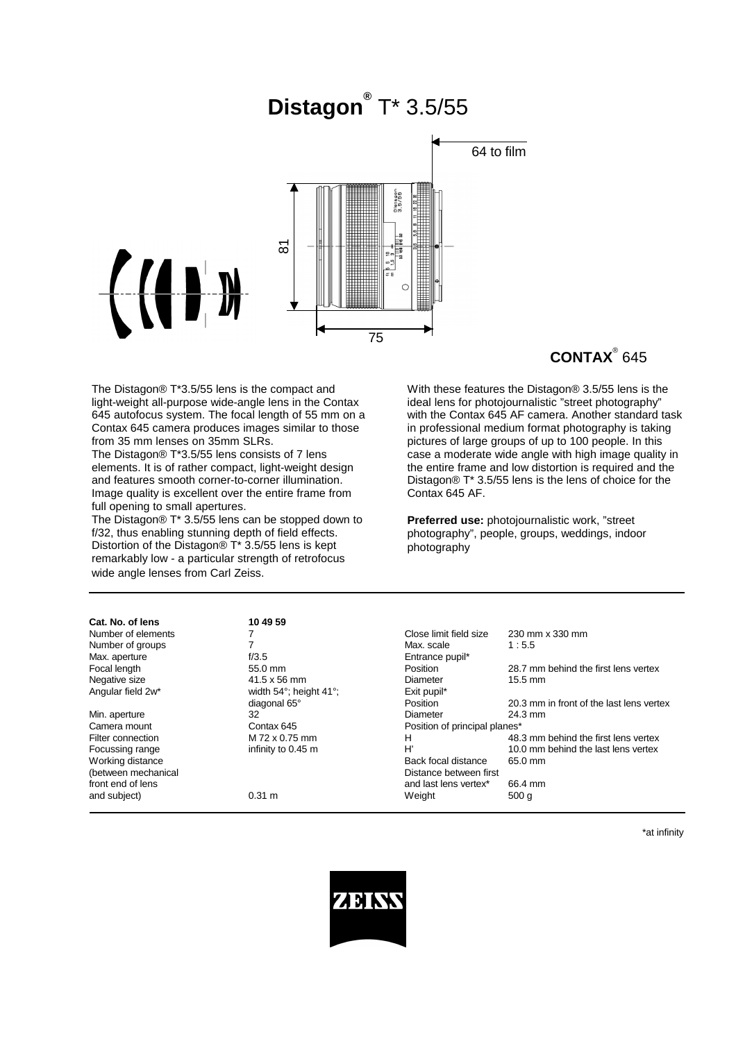# Distagon® T* 3.5/55

64 to film

81

75

**CONTAX**® 645

The Distagon® T*3.5/55 lens is the compact and light-weight all-purpose wide-angle lens in the Contax 645 autofocus system. The focal length of 55 mm on a Contax 645 camera produces images similar to those from 35 mm lenses on 35mm SLRs.
The Distagon® T*3.5/55 lens consists of 7 lens elements. It is of rather compact, light-weight design and features smooth corner-to-corner illumination. Image quality is excellent over the entire frame from full opening to small apertures.
The Distagon® T* 3.5/55 lens can be stopped down to f/32, thus enabling stunning depth of field effects. Distortion of the Distagon® T* 3.5/55 lens is kept remarkably low - a particular strength of retrofocus wide angle lenses from Carl Zeiss.

With these features the Distagon® 3.5/55 lens is the ideal lens for photojournalistic "street photography" with the Contax 645 AF camera. Another standard task in professional medium format photography is taking pictures of large groups of up to 100 people. In this case a moderate wide angle with high image quality in the entire frame and low distortion is required and the Distagon® T* 3.5/55 lens is the lens of choice for the Contax 645 AF.

**Preferred use:** photojournalistic work, "street photography", people, groups, weddings, indoor photography

| **Cat. No. of lens** | **10 49 59** | | |
|---|---|---|---|
| Number of elements | 7 | Close limit field size | 230 mm x 330 mm |
| Number of groups | 7 | Max. scale | 1 : 5.5 |
| Max. aperture | f/3.5 | Entrance pupil* | |
| Focal length | 55.0 mm | Position | 28.7 mm behind the first lens vertex |
| Negative size | 41.5 x 56 mm | Diameter | 15.5 mm |
| Angular field 2w* | width 54°; height 41°; diagonal 65° | Exit pupil* | |
| | | Position | 20.3 mm in front of the last lens vertex |
| Min. aperture | 32 | Diameter | 24.3 mm |
| Camera mount | Contax 645 | Position of principal planes* | |
| Filter connection | M 72 x 0.75 mm | H | 48.3 mm behind the first lens vertex |
| Focussing range | infinity to 0.45 m | H' | 10.0 mm behind the last lens vertex |
| Working distance (between mechanical front end of lens and subject) | 0.31 m | Back focal distance | 65.0 mm |
| | | Distance between first and last lens vertex* | 66.4 mm |
| | | Weight | 500 g |

*at infinity

ZEISS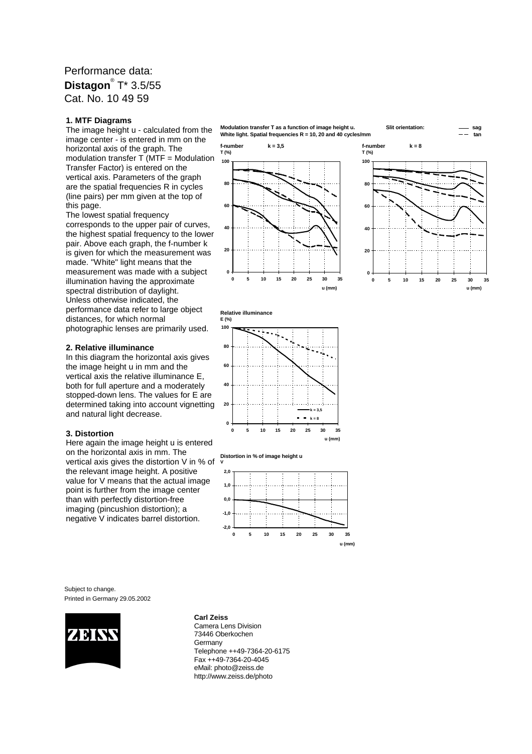# Performance data:

## **Distagon**® T* 3.5/55

Cat. No. 10 49 59

### 1. MTF Diagrams

The image height u - calculated from the image center - is entered in mm on the horizontal axis of the graph. The modulation transfer T (MTF = Modulation Transfer Factor) is entered on the vertical axis. Parameters of the graph are the spatial frequencies R in cycles (line pairs) per mm given at the top of this page.
The lowest spatial frequency corresponds to the upper pair of curves, the highest spatial frequency to the lower pair. Above each graph, the f-number k is given for which the measurement was made. "White" light means that the measurement was made with a subject illumination having the approximate spectral distribution of daylight.
Unless otherwise indicated, the performance data refer to large object distances, for which normal photographic lenses are primarily used.

**Modulation transfer T as a function of image height u.**
**White light. Spatial frequencies R = 10, 20 and 40 cycles/mm**

**Slit orientation:** sag / tan

f-number k = 3,5
T (%)
100
80
60
40
20
0
0 5 10 15 20 25 30 35
u (mm)

f-number k = 8
T (%)
100
80
60
40
20
0
0 5 10 15 20 25 30 35
u (mm)

### 2. Relative illuminance

In this diagram the horizontal axis gives the image height u in mm and the vertical axis the relative illuminance E, both for full aperture and a moderately stopped-down lens. The values for E are determined taking into account vignetting and natural light decrease.

**Relative illuminance**
E (%)
100
80
60
40
20
0
0 5 10 15 20 25 30 35
u (mm)
k = 3,5
k = 8

### 3. Distortion

Here again the image height u is entered on the horizontal axis in mm. The vertical axis gives the distortion V in % of the relevant image height. A positive value for V means that the actual image point is further from the image center than with perfectly distortion-free imaging (pincushion distortion); a negative V indicates barrel distortion.

**Distortion in % of image height u**
V
2,0
1,0
0,0
-1,0
-2,0
0 5 10 15 20 25 30 35
u (mm)

Subject to change.
Printed in Germany 29.05.2002

ZEISS

**Carl Zeiss**
Camera Lens Division
73446 Oberkochen
Germany
Telephone ++49-7364-20-6175
Fax ++49-7364-20-4045
eMail: photo@zeiss.de
http://www.zeiss.de/photo